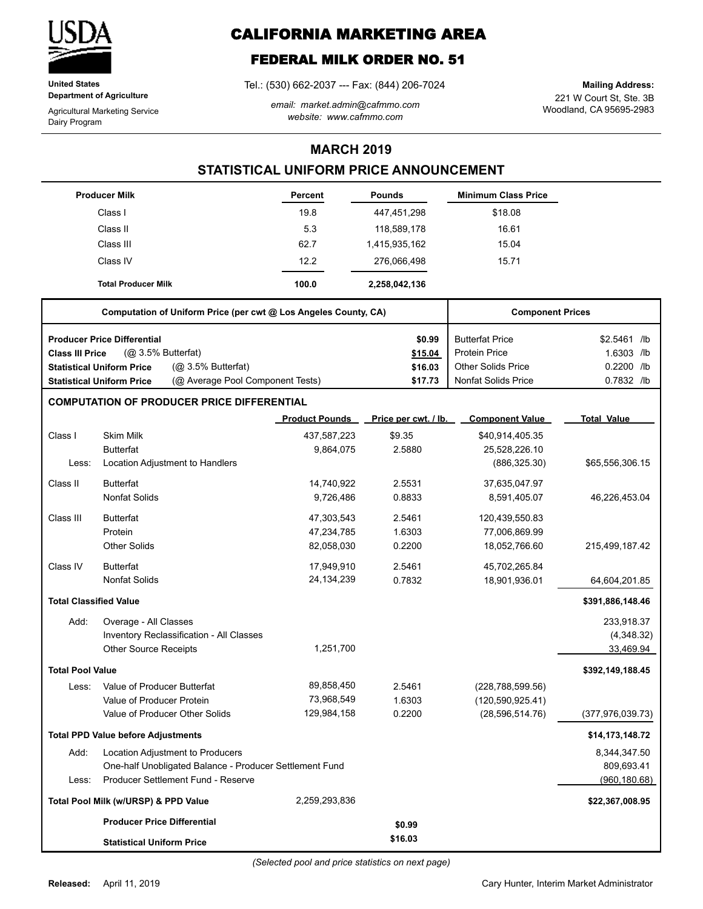**United States Department of Agriculture**

Agricultural Marketing Service
Dairy Program

# CALIFORNIA MARKETING AREA

## FEDERAL MILK ORDER NO. 51

Tel.: (530) 662-2037 --- Fax: (844) 206-7024

*email: market.admin@cafmmo.com*
*website: www.cafmmo.com*

**Mailing Address:**
221 W Court St, Ste. 3B
Woodland, CA 95695-2983

## MARCH 2019

## STATISTICAL UNIFORM PRICE ANNOUNCEMENT

| Producer Milk | Percent | Pounds | Minimum Class Price |
|---|---|---|---|
| Class I | 19.8 | 447,451,298 | $18.08 |
| Class II | 5.3 | 118,589,178 | 16.61 |
| Class III | 62.7 | 1,415,935,162 | 15.04 |
| Class IV | 12.2 | 276,066,498 | 15.71 |
| **Total Producer Milk** | **100.0** | **2,258,042,136** | |

| Computation of Uniform Price (per cwt @ Los Angeles County, CA) | | Component Prices | |
|---|---|---|---|
| **Producer Price Differential** | **$0.99** | Butterfat Price | $2.5461 /lb |
| **Class III Price** (@ 3.5% Butterfat) | **$15.04** | Protein Price | 1.6303 /lb |
| **Statistical Uniform Price** (@ 3.5% Butterfat) | **$16.03** | Other Solids Price | 0.2200 /lb |
| **Statistical Uniform Price** (@ Average Pool Component Tests) | **$17.73** | Nonfat Solids Price | 0.7832 /lb |

### COMPUTATION OF PRODUCER PRICE DIFFERENTIAL

| | | Product Pounds | Price per cwt. / lb. | Component Value | Total Value |
|---|---|---|---|---|---|
| Class I | Skim Milk | 437,587,223 | $9.35 | $40,914,405.35 | |
| | Butterfat | 9,864,075 | 2.5880 | 25,528,226.10 | |
| Less: | Location Adjustment to Handlers | | | (886,325.30) | $65,556,306.15 |
| Class II | Butterfat | 14,740,922 | 2.5531 | 37,635,047.97 | |
| | Nonfat Solids | 9,726,486 | 0.8833 | 8,591,405.07 | 46,226,453.04 |
| Class III | Butterfat | 47,303,543 | 2.5461 | 120,439,550.83 | |
| | Protein | 47,234,785 | 1.6303 | 77,006,869.99 | |
| | Other Solids | 82,058,030 | 0.2200 | 18,052,766.60 | 215,499,187.42 |
| Class IV | Butterfat | 17,949,910 | 2.5461 | 45,702,265.84 | |
| | Nonfat Solids | 24,134,239 | 0.7832 | 18,901,936.01 | 64,604,201.85 |
| **Total Classified Value** | | | | | **$391,886,148.46** |
| Add: | Overage - All Classes | | | | 233,918.37 |
| | Inventory Reclassification - All Classes | | | | (4,348.32) |
| | Other Source Receipts | 1,251,700 | | | 33,469.94 |
| **Total Pool Value** | | | | | **$392,149,188.45** |
| Less: | Value of Producer Butterfat | 89,858,450 | 2.5461 | (228,788,599.56) | |
| | Value of Producer Protein | 73,968,549 | 1.6303 | (120,590,925.41) | |
| | Value of Producer Other Solids | 129,984,158 | 0.2200 | (28,596,514.76) | (377,976,039.73) |
| **Total PPD Value before Adjustments** | | | | | **$14,173,148.72** |
| Add: | Location Adjustment to Producers | | | | 8,344,347.50 |
| | One-half Unobligated Balance - Producer Settlement Fund | | | | 809,693.41 |
| Less: | Producer Settlement Fund - Reserve | | | | (960,180.68) |
| **Total Pool Milk (w/URSP) & PPD Value** | | 2,259,293,836 | | | **$22,367,008.95** |
| | **Producer Price Differential** | | **$0.99** | | |
| | **Statistical Uniform Price** | | **$16.03** | | |

*(Selected pool and price statistics on next page)*

**Released:** April 11, 2019

Cary Hunter, Interim Market Administrator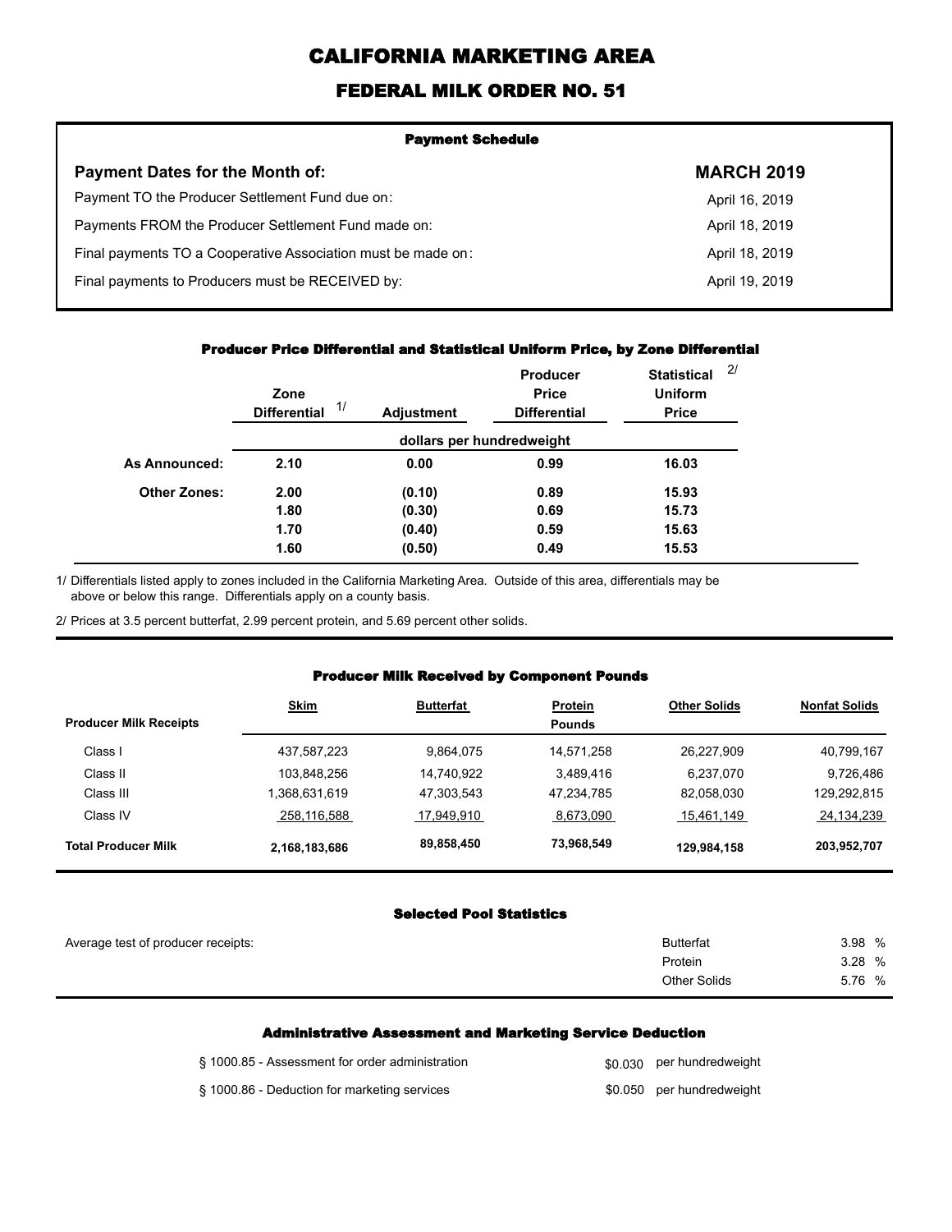# CALIFORNIA MARKETING AREA

## FEDERAL MILK ORDER NO. 51

### Payment Schedule

| Payment Dates for the Month of: | MARCH 2019 |
|---|---|
| Payment TO the Producer Settlement Fund due on: | April 16, 2019 |
| Payments FROM the Producer Settlement Fund made on: | April 18, 2019 |
| Final payments TO a Cooperative Association must be made on: | April 18, 2019 |
| Final payments to Producers must be RECEIVED by: | April 19, 2019 |

### Producer Price Differential and Statistical Uniform Price, by Zone Differential

| | Zone Differential 1/ | Adjustment | Producer Price Differential | Statistical Uniform Price 2/ |
|---|---|---|---|---|
| | dollars per hundredweight | | | |
| **As Announced:** | **2.10** | **0.00** | **0.99** | **16.03** |
| **Other Zones:** | **2.00** | **(0.10)** | **0.89** | **15.93** |
| | **1.80** | **(0.30)** | **0.69** | **15.73** |
| | **1.70** | **(0.40)** | **0.59** | **15.63** |
| | **1.60** | **(0.50)** | **0.49** | **15.53** |

1/ Differentials listed apply to zones included in the California Marketing Area. Outside of this area, differentials may be above or below this range. Differentials apply on a county basis.

2/ Prices at 3.5 percent butterfat, 2.99 percent protein, and 5.69 percent other solids.

### Producer Milk Received by Component Pounds

| Producer Milk Receipts | Skim | Butterfat | Protein | Other Solids | Nonfat Solids |
|---|---|---|---|---|---|
| | | | Pounds | | |
| Class I | 437,587,223 | 9,864,075 | 14,571,258 | 26,227,909 | 40,799,167 |
| Class II | 103,848,256 | 14,740,922 | 3,489,416 | 6,237,070 | 9,726,486 |
| Class III | 1,368,631,619 | 47,303,543 | 47,234,785 | 82,058,030 | 129,292,815 |
| Class IV | 258,116,588 | 17,949,910 | 8,673,090 | 15,461,149 | 24,134,239 |
| **Total Producer Milk** | **2,168,183,686** | **89,858,450** | **73,968,549** | **129,984,158** | **203,952,707** |

### Selected Pool Statistics

| Average test of producer receipts: | | |
|---|---|---|
| | Butterfat | 3.98 % |
| | Protein | 3.28 % |
| | Other Solids | 5.76 % |

### Administrative Assessment and Marketing Service Deduction

| | | |
|---|---|---|
| § 1000.85 - Assessment for order administration | $0.030 | per hundredweight |
| § 1000.86 - Deduction for marketing services | $0.050 | per hundredweight |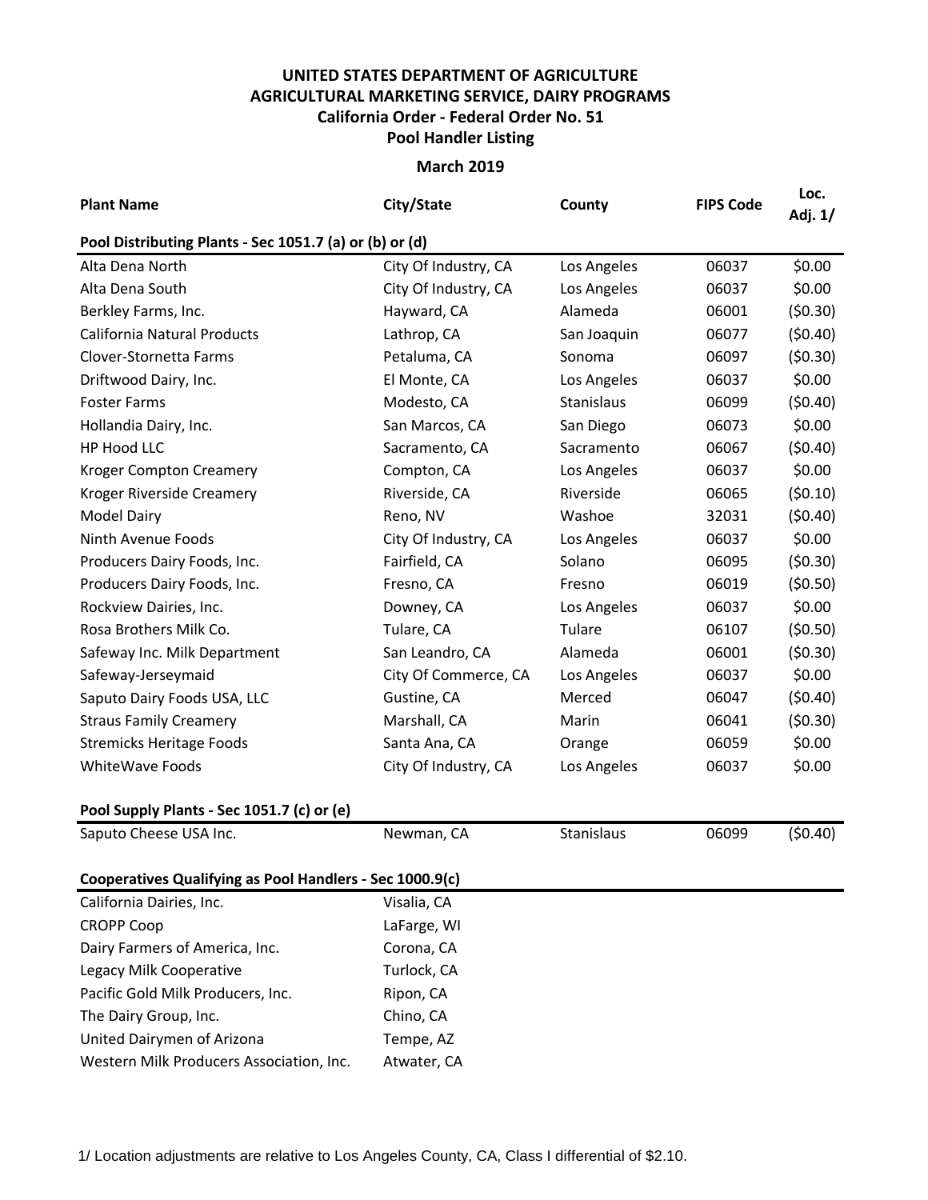**UNITED STATES DEPARTMENT OF AGRICULTURE**
**AGRICULTURAL MARKETING SERVICE, DAIRY PROGRAMS**
**California Order - Federal Order No. 51**
**Pool Handler Listing**

**March 2019**

| Plant Name | City/State | County | FIPS Code | Loc. Adj. 1/ |
|---|---|---|---|---|
| **Pool Distributing Plants - Sec 1051.7 (a) or (b) or (d)** | | | | |
| Alta Dena North | City Of Industry, CA | Los Angeles | 06037 | $0.00 |
| Alta Dena South | City Of Industry, CA | Los Angeles | 06037 | $0.00 |
| Berkley Farms, Inc. | Hayward, CA | Alameda | 06001 | ($0.30) |
| California Natural Products | Lathrop, CA | San Joaquin | 06077 | ($0.40) |
| Clover-Stornetta Farms | Petaluma, CA | Sonoma | 06097 | ($0.30) |
| Driftwood Dairy, Inc. | El Monte, CA | Los Angeles | 06037 | $0.00 |
| Foster Farms | Modesto, CA | Stanislaus | 06099 | ($0.40) |
| Hollandia Dairy, Inc. | San Marcos, CA | San Diego | 06073 | $0.00 |
| HP Hood LLC | Sacramento, CA | Sacramento | 06067 | ($0.40) |
| Kroger Compton Creamery | Compton, CA | Los Angeles | 06037 | $0.00 |
| Kroger Riverside Creamery | Riverside, CA | Riverside | 06065 | ($0.10) |
| Model Dairy | Reno, NV | Washoe | 32031 | ($0.40) |
| Ninth Avenue Foods | City Of Industry, CA | Los Angeles | 06037 | $0.00 |
| Producers Dairy Foods, Inc. | Fairfield, CA | Solano | 06095 | ($0.30) |
| Producers Dairy Foods, Inc. | Fresno, CA | Fresno | 06019 | ($0.50) |
| Rockview Dairies, Inc. | Downey, CA | Los Angeles | 06037 | $0.00 |
| Rosa Brothers Milk Co. | Tulare, CA | Tulare | 06107 | ($0.50) |
| Safeway Inc. Milk Department | San Leandro, CA | Alameda | 06001 | ($0.30) |
| Safeway-Jerseymaid | City Of Commerce, CA | Los Angeles | 06037 | $0.00 |
| Saputo Dairy Foods USA, LLC | Gustine, CA | Merced | 06047 | ($0.40) |
| Straus Family Creamery | Marshall, CA | Marin | 06041 | ($0.30) |
| Stremicks Heritage Foods | Santa Ana, CA | Orange | 06059 | $0.00 |
| WhiteWave Foods | City Of Industry, CA | Los Angeles | 06037 | $0.00 |
| **Pool Supply Plants - Sec 1051.7 (c) or (e)** | | | | |
| Saputo Cheese USA Inc. | Newman, CA | Stanislaus | 06099 | ($0.40) |
| **Cooperatives Qualifying as Pool Handlers - Sec 1000.9(c)** | | | | |
| California Dairies, Inc. | Visalia, CA | | | |
| CROPP Coop | LaFarge, WI | | | |
| Dairy Farmers of America, Inc. | Corona, CA | | | |
| Legacy Milk Cooperative | Turlock, CA | | | |
| Pacific Gold Milk Producers, Inc. | Ripon, CA | | | |
| The Dairy Group, Inc. | Chino, CA | | | |
| United Dairymen of Arizona | Tempe, AZ | | | |
| Western Milk Producers Association, Inc. | Atwater, CA | | | |

1/ Location adjustments are relative to Los Angeles County, CA, Class I differential of $2.10.